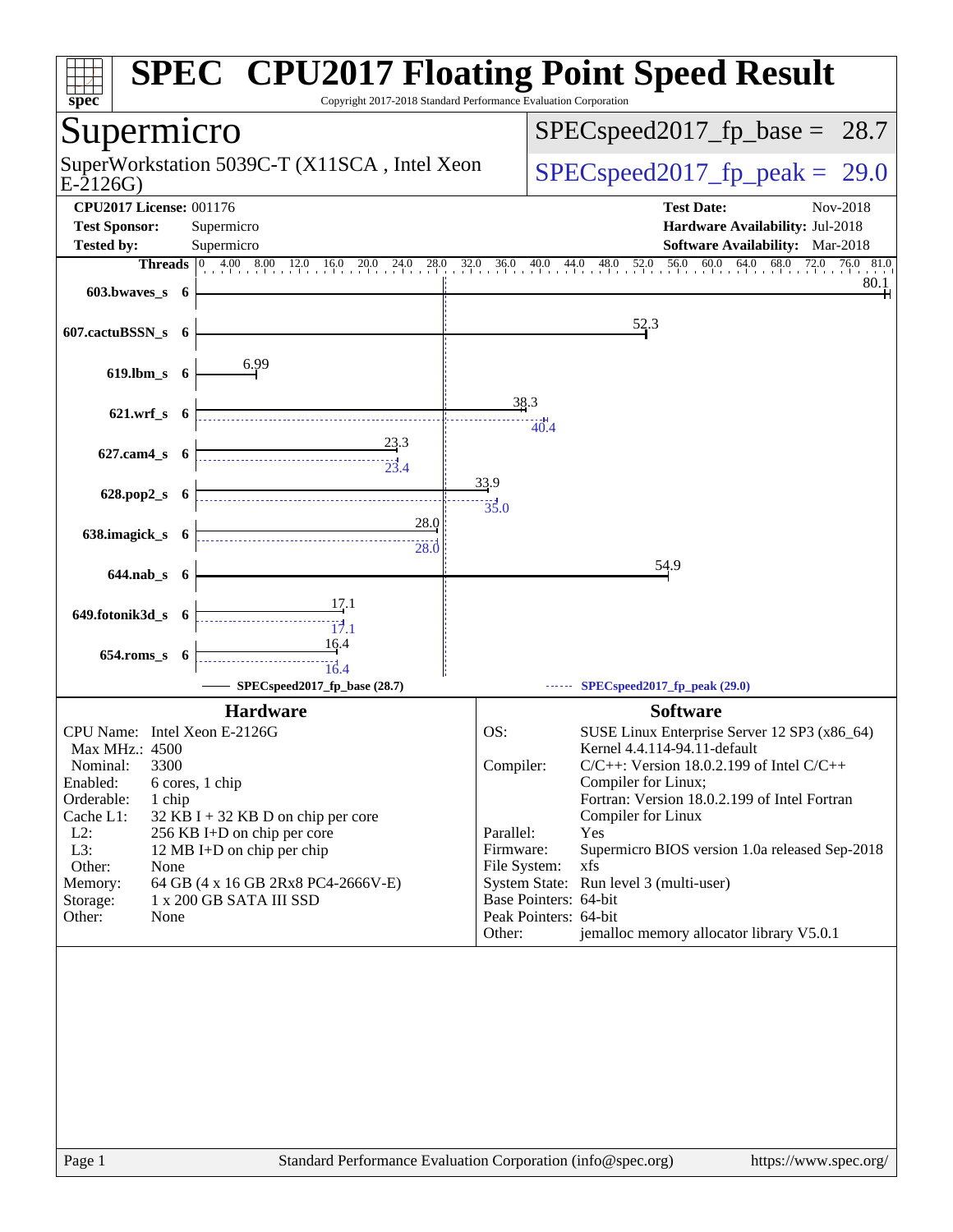# SPEC CPU2017 Floating Point Speed Result

Copyright 2017-2018 Standard Performance Evaluation Corporation

## Supermicro

SuperWorkstation 5039C-T (X11SCA , Intel Xeon E-2126G)

SPECspeed2017_fp_base = 28.7

SPECspeed2017_fp_peak = 29.0

**CPU2017 License:** 001176
**Test Sponsor:** Supermicro
**Tested by:** Supermicro

**Test Date:** Nov-2018
**Hardware Availability:** Jul-2018
**Software Availability:** Mar-2018

| Benchmark | Threads | Base | Peak |
|---|---|---|---|
| 603.bwaves_s | 6 | 80.1 | |
| 607.cactuBSSN_s | 6 | 52.3 | |
| 619.lbm_s | 6 | 6.99 | |
| 621.wrf_s | 6 | 38.3 | 40.4 |
| 627.cam4_s | 6 | 23.3 | 23.4 |
| 628.pop2_s | 6 | 33.9 | 35.0 |
| 638.imagick_s | 6 | 28.0 | 28.0 |
| 644.nab_s | 6 | 54.9 | |
| 649.fotonik3d_s | 6 | 17.1 | 17.1 |
| 654.roms_s | 6 | 16.4 | 16.4 |

SPECspeed2017_fp_base (28.7) — SPECspeed2017_fp_peak (29.0)

### Hardware

- **CPU Name:** Intel Xeon E-2126G
- **Max MHz.:** 4500
- **Nominal:** 3300
- **Enabled:** 6 cores, 1 chip
- **Orderable:** 1 chip
- **Cache L1:** 32 KB I + 32 KB D on chip per core
- **L2:** 256 KB I+D on chip per core
- **L3:** 12 MB I+D on chip per chip
- **Other:** None
- **Memory:** 64 GB (4 x 16 GB 2Rx8 PC4-2666V-E)
- **Storage:** 1 x 200 GB SATA III SSD
- **Other:** None

### Software

- **OS:** SUSE Linux Enterprise Server 12 SP3 (x86_64) Kernel 4.4.114-94.11-default
- **Compiler:** C/C++: Version 18.0.2.199 of Intel C/C++ Compiler for Linux; Fortran: Version 18.0.2.199 of Intel Fortran Compiler for Linux
- **Parallel:** Yes
- **Firmware:** Supermicro BIOS version 1.0a released Sep-2018
- **File System:** xfs
- **System State:** Run level 3 (multi-user)
- **Base Pointers:** 64-bit
- **Peak Pointers:** 64-bit
- **Other:** jemalloc memory allocator library V5.0.1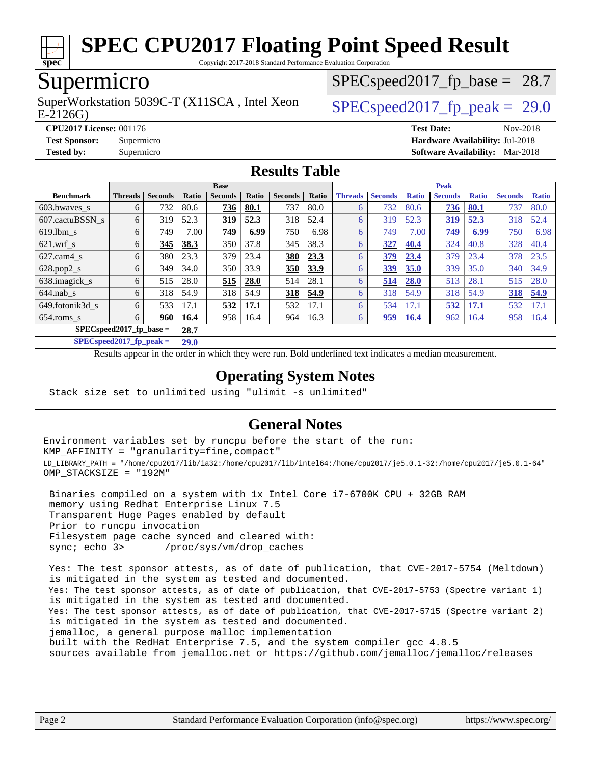# SPEC CPU2017 Floating Point Speed Result

Copyright 2017-2018 Standard Performance Evaluation Corporation

## Supermicro

SuperWorkstation 5039C-T (X11SCA , Intel Xeon E-2126G)

SPECspeed2017_fp_base = 28.7

SPECspeed2017_fp_peak = 29.0

**CPU2017 License:** 001176
**Test Sponsor:** Supermicro
**Tested by:** Supermicro

**Test Date:** Nov-2018
**Hardware Availability:** Jul-2018
**Software Availability:** Mar-2018

## Results Table

| | Base | | | | | | | Peak | | | | | | |
|---|---|---|---|---|---|---|---|---|---|---|---|---|---|---|
| **Benchmark** | **Threads** | **Seconds** | **Ratio** | **Seconds** | **Ratio** | **Seconds** | **Ratio** | **Threads** | **Seconds** | **Ratio** | **Seconds** | **Ratio** | **Seconds** | **Ratio** |
| 603.bwaves_s | 6 | 732 | 80.6 | **736** | **80.1** | 737 | 80.0 | 6 | 732 | 80.6 | **736** | **80.1** | 737 | 80.0 |
| 607.cactuBSSN_s | 6 | 319 | 52.3 | **319** | **52.3** | 318 | 52.4 | 6 | 319 | 52.3 | **319** | **52.3** | 318 | 52.4 |
| 619.lbm_s | 6 | 749 | 7.00 | **749** | **6.99** | 750 | 6.98 | 6 | 749 | 7.00 | **749** | **6.99** | 750 | 6.98 |
| 621.wrf_s | 6 | **345** | **38.3** | 350 | 37.8 | 345 | 38.3 | 6 | **327** | **40.4** | 324 | 40.8 | 328 | 40.4 |
| 627.cam4_s | 6 | 380 | 23.3 | 379 | 23.4 | **380** | **23.3** | 6 | **379** | **23.4** | 379 | 23.4 | 378 | 23.5 |
| 628.pop2_s | 6 | 349 | 34.0 | 350 | 33.9 | **350** | **33.9** | 6 | **339** | **35.0** | 339 | 35.0 | 340 | 34.9 |
| 638.imagick_s | 6 | 515 | 28.0 | **515** | **28.0** | 514 | 28.1 | 6 | **514** | **28.0** | 513 | 28.1 | 515 | 28.0 |
| 644.nab_s | 6 | 318 | 54.9 | 318 | 54.9 | **318** | **54.9** | 6 | 318 | 54.9 | 318 | 54.9 | **318** | **54.9** |
| 649.fotonik3d_s | 6 | 533 | 17.1 | **532** | **17.1** | 532 | 17.1 | 6 | 534 | 17.1 | **532** | **17.1** | 532 | 17.1 |
| 654.roms_s | 6 | **960** | **16.4** | 958 | 16.4 | 964 | 16.3 | 6 | **959** | **16.4** | 962 | 16.4 | 958 | 16.4 |

**SPECspeed2017_fp_base = 28.7**

**SPECspeed2017_fp_peak = 29.0**

Results appear in the order in which they were run. Bold underlined text indicates a median measurement.

## Operating System Notes

```
Stack size set to unlimited using "ulimit -s unlimited"
```

## General Notes

```
Environment variables set by runcpu before the start of the run:
KMP_AFFINITY = "granularity=fine,compact"
LD_LIBRARY_PATH = "/home/cpu2017/lib/ia32:/home/cpu2017/lib/intel64:/home/cpu2017/je5.0.1-32:/home/cpu2017/je5.0.1-64"
OMP_STACKSIZE = "192M"

 Binaries compiled on a system with 1x Intel Core i7-6700K CPU + 32GB RAM
 memory using Redhat Enterprise Linux 7.5
 Transparent Huge Pages enabled by default
 Prior to runcpu invocation
 Filesystem page cache synced and cleared with:
 sync; echo 3>       /proc/sys/vm/drop_caches

 Yes: The test sponsor attests, as of date of publication, that CVE-2017-5754 (Meltdown)
 is mitigated in the system as tested and documented.
 Yes: The test sponsor attests, as of date of publication, that CVE-2017-5753 (Spectre variant 1)
 is mitigated in the system as tested and documented.
 Yes: The test sponsor attests, as of date of publication, that CVE-2017-5715 (Spectre variant 2)
 is mitigated in the system as tested and documented.
 jemalloc, a general purpose malloc implementation
 built with the RedHat Enterprise 7.5, and the system compiler gcc 4.8.5
 sources available from jemalloc.net or https://github.com/jemalloc/jemalloc/releases
```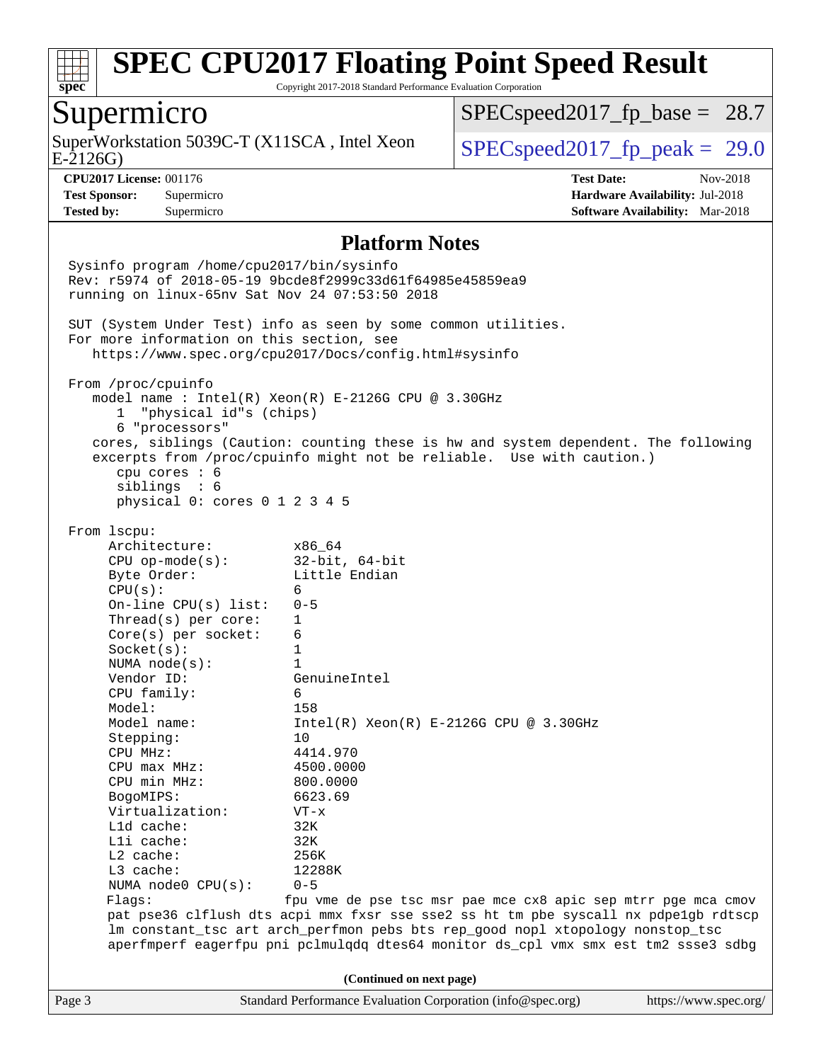# SPEC CPU2017 Floating Point Speed Result

Copyright 2017-2018 Standard Performance Evaluation Corporation

## Supermicro

SuperWorkstation 5039C-T (X11SCA , Intel Xeon E-2126G)

SPECspeed2017_fp_base = 28.7

SPECspeed2017_fp_peak = 29.0

**CPU2017 License:** 001176
**Test Sponsor:** Supermicro
**Tested by:** Supermicro

**Test Date:** Nov-2018
**Hardware Availability:** Jul-2018
**Software Availability:** Mar-2018

### Platform Notes

```
Sysinfo program /home/cpu2017/bin/sysinfo
Rev: r5974 of 2018-05-19 9bcde8f2999c33d61f64985e45859ea9
running on linux-65nv Sat Nov 24 07:53:50 2018

SUT (System Under Test) info as seen by some common utilities.
For more information on this section, see
   https://www.spec.org/cpu2017/Docs/config.html#sysinfo

From /proc/cpuinfo
   model name : Intel(R) Xeon(R) E-2126G CPU @ 3.30GHz
      1  "physical id"s (chips)
      6 "processors"
   cores, siblings (Caution: counting these is hw and system dependent. The following
   excerpts from /proc/cpuinfo might not be reliable.  Use with caution.)
      cpu cores : 6
      siblings  : 6
      physical 0: cores 0 1 2 3 4 5

From lscpu:
     Architecture:          x86_64
     CPU op-mode(s):        32-bit, 64-bit
     Byte Order:            Little Endian
     CPU(s):                6
     On-line CPU(s) list:   0-5
     Thread(s) per core:    1
     Core(s) per socket:    6
     Socket(s):             1
     NUMA node(s):          1
     Vendor ID:             GenuineIntel
     CPU family:            6
     Model:                 158
     Model name:            Intel(R) Xeon(R) E-2126G CPU @ 3.30GHz
     Stepping:              10
     CPU MHz:               4414.970
     CPU max MHz:           4500.0000
     CPU min MHz:           800.0000
     BogoMIPS:              6623.69
     Virtualization:        VT-x
     L1d cache:             32K
     L1i cache:             32K
     L2 cache:              256K
     L3 cache:              12288K
     NUMA node0 CPU(s):     0-5
     Flags:                 fpu vme de pse tsc msr pae mce cx8 apic sep mtrr pge mca cmov
     pat pse36 clflush dts acpi mmx fxsr sse sse2 ss ht tm pbe syscall nx pdpe1gb rdtscp
     lm constant_tsc art arch_perfmon pebs bts rep_good nopl xtopology nonstop_tsc
     aperfmperf eagerfpu pni pclmulqdq dtes64 monitor ds_cpl vmx smx est tm2 ssse3 sdbg
```

(Continued on next page)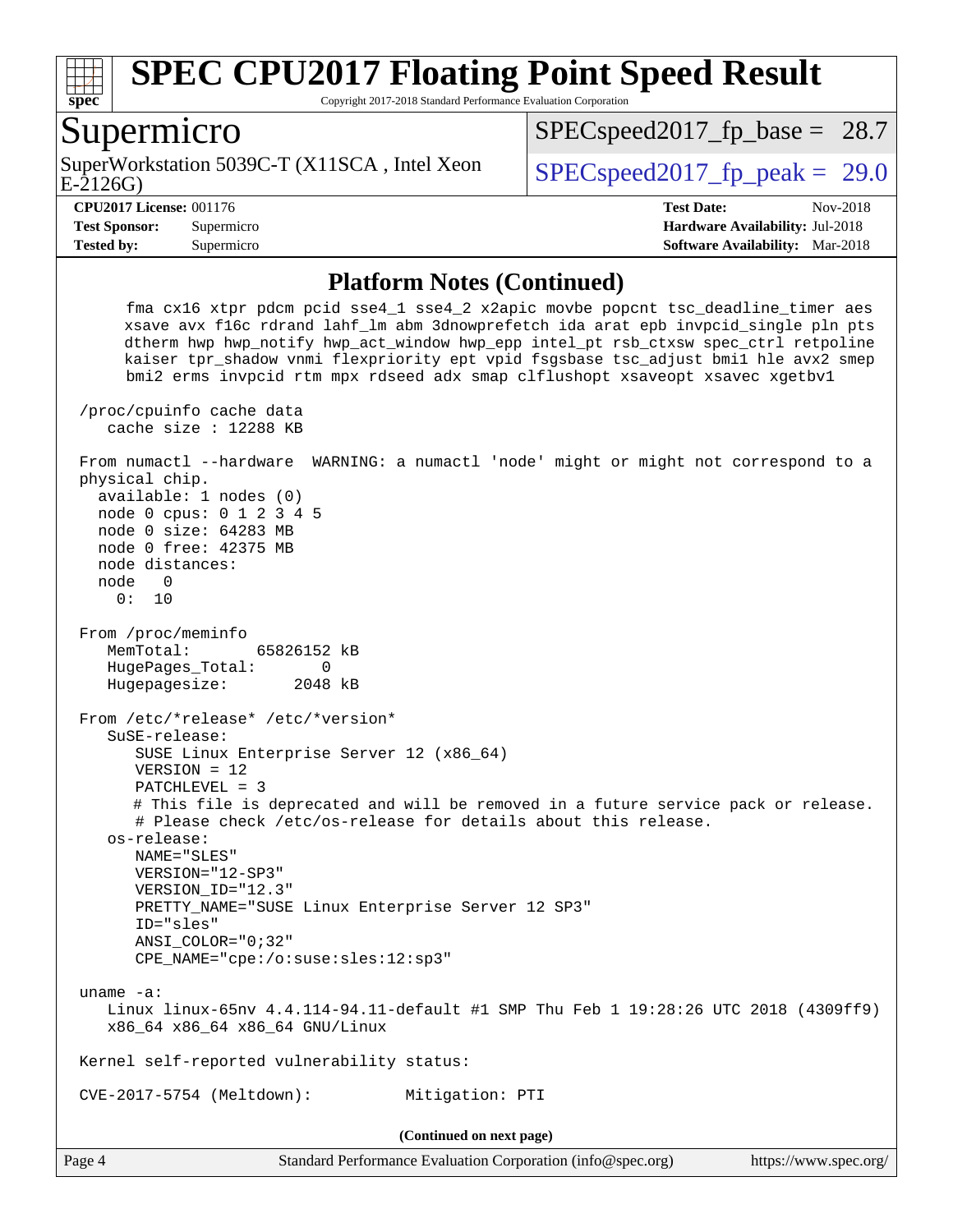# SPEC CPU2017 Floating Point Speed Result

Copyright 2017-2018 Standard Performance Evaluation Corporation

## Supermicro

SuperWorkstation 5039C-T (X11SCA , Intel Xeon E-2126G)

SPECspeed2017_fp_base = 28.7

SPECspeed2017_fp_peak = 29.0

**CPU2017 License:** 001176
**Test Sponsor:** Supermicro
**Tested by:** Supermicro

**Test Date:** Nov-2018
**Hardware Availability:** Jul-2018
**Software Availability:** Mar-2018

### Platform Notes (Continued)

```
      fma cx16 xtpr pdcm pcid sse4_1 sse4_2 x2apic movbe popcnt tsc_deadline_timer aes
      xsave avx f16c rdrand lahf_lm abm 3dnowprefetch ida arat epb invpcid_single pln pts
      dtherm hwp hwp_notify hwp_act_window hwp_epp intel_pt rsb_ctxsw spec_ctrl retpoline
      kaiser tpr_shadow vnmi flexpriority ept vpid fsgsbase tsc_adjust bmi1 hle avx2 smep
      bmi2 erms invpcid rtm mpx rdseed adx smap clflushopt xsaveopt xsavec xgetbv1

 /proc/cpuinfo cache data
    cache size : 12288 KB

 From numactl --hardware  WARNING: a numactl 'node' might or might not correspond to a
 physical chip.
   available: 1 nodes (0)
   node 0 cpus: 0 1 2 3 4 5
   node 0 size: 64283 MB
   node 0 free: 42375 MB
   node distances:
   node   0
     0:  10

 From /proc/meminfo
    MemTotal:       65826152 kB
    HugePages_Total:       0
    Hugepagesize:       2048 kB

 From /etc/*release* /etc/*version*
    SuSE-release:
       SUSE Linux Enterprise Server 12 (x86_64)
       VERSION = 12
       PATCHLEVEL = 3
       # This file is deprecated and will be removed in a future service pack or release.
       # Please check /etc/os-release for details about this release.
    os-release:
       NAME="SLES"
       VERSION="12-SP3"
       VERSION_ID="12.3"
       PRETTY_NAME="SUSE Linux Enterprise Server 12 SP3"
       ID="sles"
       ANSI_COLOR="0;32"
       CPE_NAME="cpe:/o:suse:sles:12:sp3"

 uname -a:
    Linux linux-65nv 4.4.114-94.11-default #1 SMP Thu Feb 1 19:28:26 UTC 2018 (4309ff9)
    x86_64 x86_64 x86_64 GNU/Linux

 Kernel self-reported vulnerability status:

 CVE-2017-5754 (Meltdown):          Mitigation: PTI
```

(Continued on next page)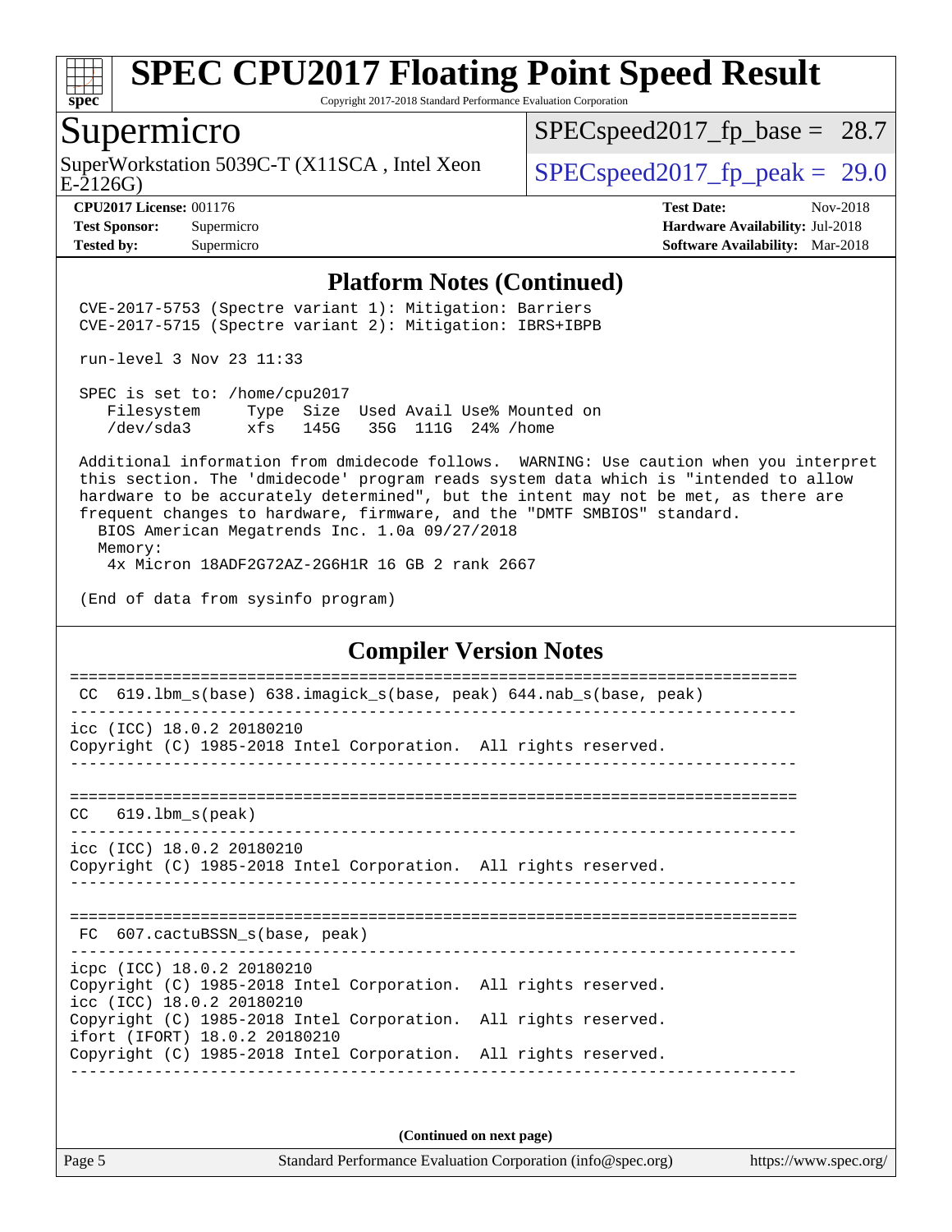# SPEC CPU2017 Floating Point Speed Result

Copyright 2017-2018 Standard Performance Evaluation Corporation

## Supermicro

SuperWorkstation 5039C-T (X11SCA , Intel Xeon E-2126G)

SPECspeed2017_fp_base = 28.7

SPECspeed2017_fp_peak = 29.0

**CPU2017 License:** 001176
**Test Sponsor:** Supermicro
**Tested by:** Supermicro

**Test Date:** Nov-2018
**Hardware Availability:** Jul-2018
**Software Availability:** Mar-2018

### Platform Notes (Continued)

```
CVE-2017-5753 (Spectre variant 1): Mitigation: Barriers
CVE-2017-5715 (Spectre variant 2): Mitigation: IBRS+IBPB

run-level 3 Nov 23 11:33

SPEC is set to: /home/cpu2017
   Filesystem     Type  Size  Used Avail Use% Mounted on
   /dev/sda3      xfs   145G   35G  111G  24% /home

Additional information from dmidecode follows.  WARNING: Use caution when you interpret
this section. The 'dmidecode' program reads system data which is "intended to allow
hardware to be accurately determined", but the intent may not be met, as there are
frequent changes to hardware, firmware, and the "DMTF SMBIOS" standard.
  BIOS American Megatrends Inc. 1.0a 09/27/2018
  Memory:
    4x Micron 18ADF2G72AZ-2G6H1R 16 GB 2 rank 2667

(End of data from sysinfo program)
```

### Compiler Version Notes

```
==============================================================================
 CC  619.lbm_s(base) 638.imagick_s(base, peak) 644.nab_s(base, peak)
------------------------------------------------------------------------------
icc (ICC) 18.0.2 20180210
Copyright (C) 1985-2018 Intel Corporation.  All rights reserved.
------------------------------------------------------------------------------

==============================================================================
CC   619.lbm_s(peak)
------------------------------------------------------------------------------
icc (ICC) 18.0.2 20180210
Copyright (C) 1985-2018 Intel Corporation.  All rights reserved.
------------------------------------------------------------------------------

==============================================================================
 FC  607.cactuBSSN_s(base, peak)
------------------------------------------------------------------------------
icpc (ICC) 18.0.2 20180210
Copyright (C) 1985-2018 Intel Corporation.  All rights reserved.
icc (ICC) 18.0.2 20180210
Copyright (C) 1985-2018 Intel Corporation.  All rights reserved.
ifort (IFORT) 18.0.2 20180210
Copyright (C) 1985-2018 Intel Corporation.  All rights reserved.
------------------------------------------------------------------------------
```

(Continued on next page)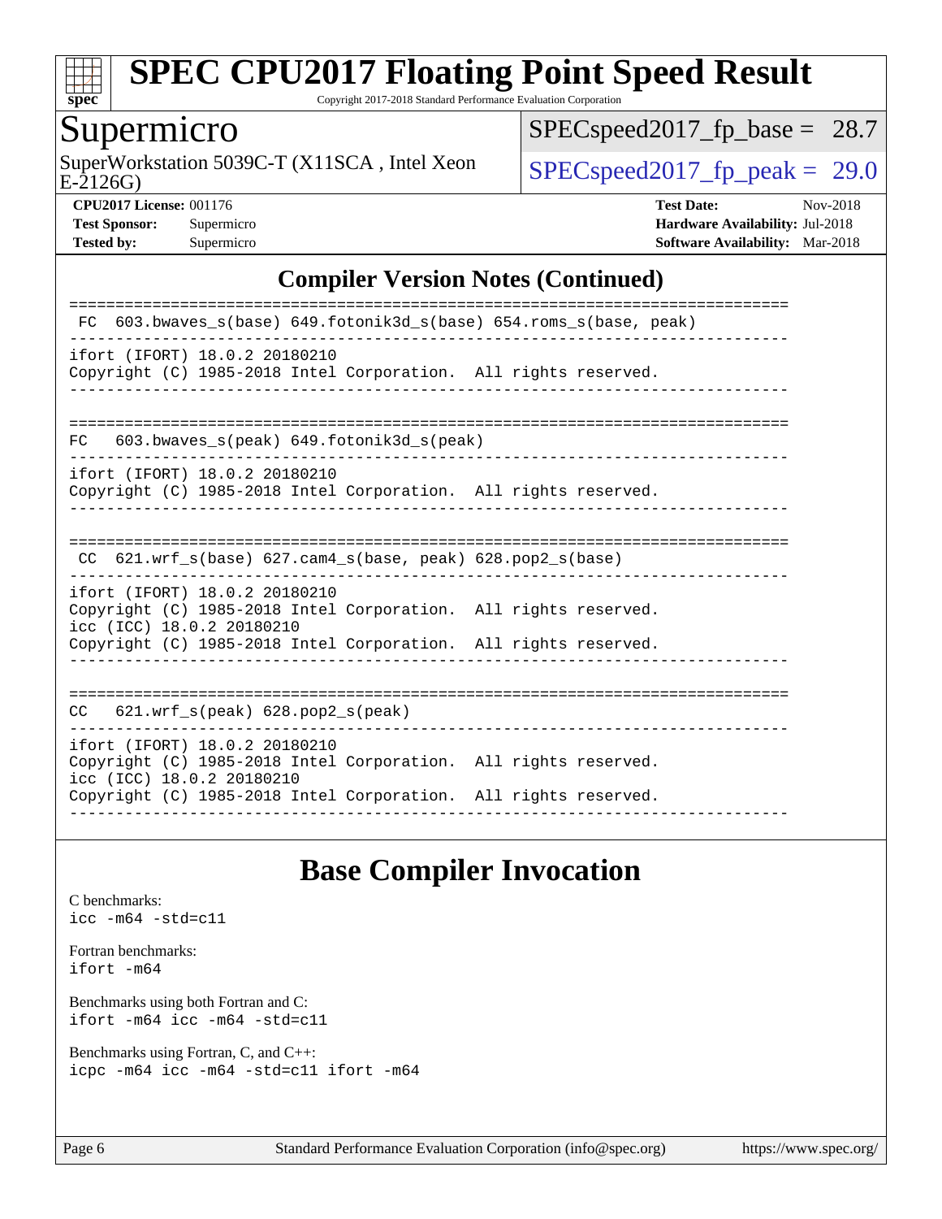## Compiler Version Notes (Continued)

```
==============================================================================
 FC  603.bwaves_s(base) 649.fotonik3d_s(base) 654.roms_s(base, peak)
------------------------------------------------------------------------------
ifort (IFORT) 18.0.2 20180210
Copyright (C) 1985-2018 Intel Corporation.  All rights reserved.
------------------------------------------------------------------------------

==============================================================================
FC   603.bwaves_s(peak) 649.fotonik3d_s(peak)
------------------------------------------------------------------------------
ifort (IFORT) 18.0.2 20180210
Copyright (C) 1985-2018 Intel Corporation.  All rights reserved.
------------------------------------------------------------------------------

==============================================================================
 CC  621.wrf_s(base) 627.cam4_s(base, peak) 628.pop2_s(base)
------------------------------------------------------------------------------
ifort (IFORT) 18.0.2 20180210
Copyright (C) 1985-2018 Intel Corporation.  All rights reserved.
icc (ICC) 18.0.2 20180210
Copyright (C) 1985-2018 Intel Corporation.  All rights reserved.
------------------------------------------------------------------------------

==============================================================================
CC   621.wrf_s(peak) 628.pop2_s(peak)
------------------------------------------------------------------------------
ifort (IFORT) 18.0.2 20180210
Copyright (C) 1985-2018 Intel Corporation.  All rights reserved.
icc (ICC) 18.0.2 20180210
Copyright (C) 1985-2018 Intel Corporation.  All rights reserved.
------------------------------------------------------------------------------
```

## Base Compiler Invocation

C benchmarks:
```
icc -m64 -std=c11
```

Fortran benchmarks:
```
ifort -m64
```

Benchmarks using both Fortran and C:
```
ifort -m64 icc -m64 -std=c11
```

Benchmarks using Fortran, C, and C++:
```
icpc -m64 icc -m64 -std=c11 ifort -m64
```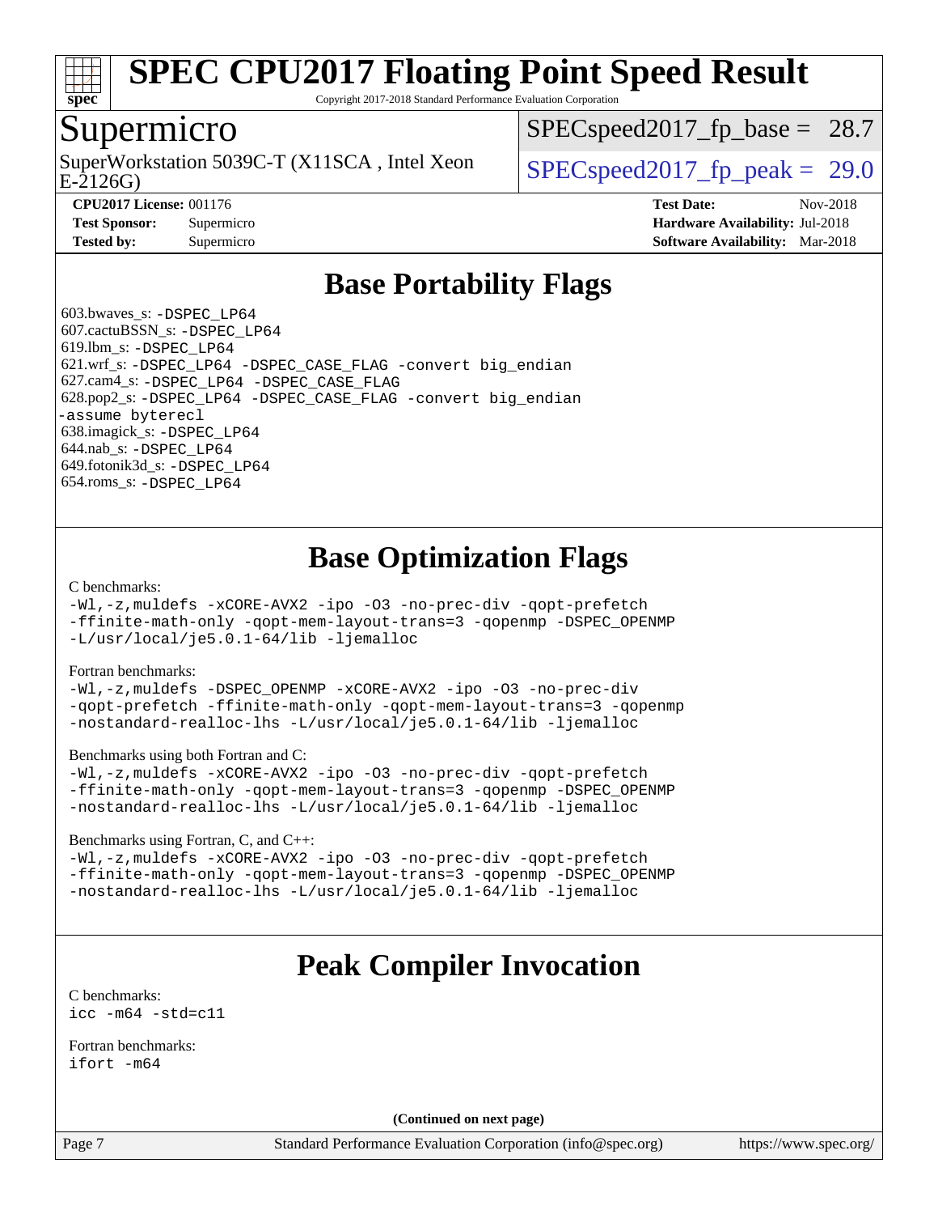# SPEC CPU2017 Floating Point Speed Result

Copyright 2017-2018 Standard Performance Evaluation Corporation

## Supermicro

SuperWorkstation 5039C-T (X11SCA , Intel Xeon E-2126G)

SPECspeed2017_fp_base = 28.7

SPECspeed2017_fp_peak = 29.0

**CPU2017 License:** 001176
**Test Sponsor:** Supermicro
**Tested by:** Supermicro

**Test Date:** Nov-2018
**Hardware Availability:** Jul-2018
**Software Availability:** Mar-2018

## Base Portability Flags

603.bwaves_s: -DSPEC_LP64
607.cactuBSSN_s: -DSPEC_LP64
619.lbm_s: -DSPEC_LP64
621.wrf_s: -DSPEC_LP64 -DSPEC_CASE_FLAG -convert big_endian
627.cam4_s: -DSPEC_LP64 -DSPEC_CASE_FLAG
628.pop2_s: -DSPEC_LP64 -DSPEC_CASE_FLAG -convert big_endian -assume byterecl
638.imagick_s: -DSPEC_LP64
644.nab_s: -DSPEC_LP64
649.fotonik3d_s: -DSPEC_LP64
654.roms_s: -DSPEC_LP64

## Base Optimization Flags

C benchmarks:
```
-Wl,-z,muldefs -xCORE-AVX2 -ipo -O3 -no-prec-div -qopt-prefetch
-ffinite-math-only -qopt-mem-layout-trans=3 -qopenmp -DSPEC_OPENMP
-L/usr/local/je5.0.1-64/lib -ljemalloc
```

Fortran benchmarks:
```
-Wl,-z,muldefs -DSPEC_OPENMP -xCORE-AVX2 -ipo -O3 -no-prec-div
-qopt-prefetch -ffinite-math-only -qopt-mem-layout-trans=3 -qopenmp
-nostandard-realloc-lhs -L/usr/local/je5.0.1-64/lib -ljemalloc
```

Benchmarks using both Fortran and C:
```
-Wl,-z,muldefs -xCORE-AVX2 -ipo -O3 -no-prec-div -qopt-prefetch
-ffinite-math-only -qopt-mem-layout-trans=3 -qopenmp -DSPEC_OPENMP
-nostandard-realloc-lhs -L/usr/local/je5.0.1-64/lib -ljemalloc
```

Benchmarks using Fortran, C, and C++:
```
-Wl,-z,muldefs -xCORE-AVX2 -ipo -O3 -no-prec-div -qopt-prefetch
-ffinite-math-only -qopt-mem-layout-trans=3 -qopenmp -DSPEC_OPENMP
-nostandard-realloc-lhs -L/usr/local/je5.0.1-64/lib -ljemalloc
```

## Peak Compiler Invocation

C benchmarks:
```
icc -m64 -std=c11
```

Fortran benchmarks:
```
ifort -m64
```

(Continued on next page)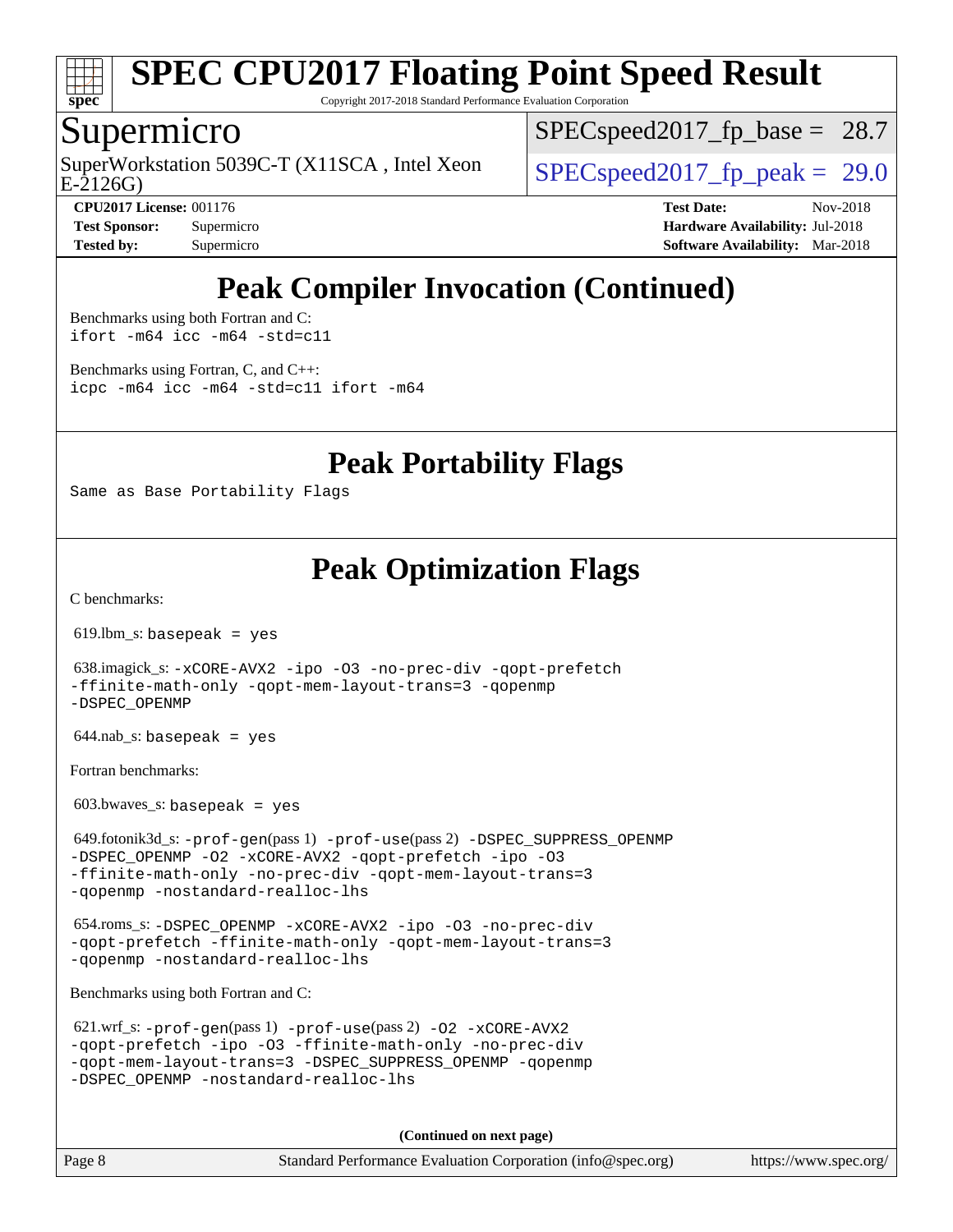# Peak Compiler Invocation (Continued)

Benchmarks using both Fortran and C:

```
ifort -m64 icc -m64 -std=c11
```

Benchmarks using Fortran, C, and C++:

```
icpc -m64 icc -m64 -std=c11 ifort -m64
```

# Peak Portability Flags

Same as Base Portability Flags

# Peak Optimization Flags

C benchmarks:

619.lbm_s: basepeak = yes

638.imagick_s: -xCORE-AVX2 -ipo -O3 -no-prec-div -qopt-prefetch -ffinite-math-only -qopt-mem-layout-trans=3 -qopenmp -DSPEC_OPENMP

644.nab_s: basepeak = yes

Fortran benchmarks:

603.bwaves_s: basepeak = yes

649.fotonik3d_s: -prof-gen(pass 1) -prof-use(pass 2) -DSPEC_SUPPRESS_OPENMP -DSPEC_OPENMP -O2 -xCORE-AVX2 -qopt-prefetch -ipo -O3 -ffinite-math-only -no-prec-div -qopt-mem-layout-trans=3 -qopenmp -nostandard-realloc-lhs

654.roms_s: -DSPEC_OPENMP -xCORE-AVX2 -ipo -O3 -no-prec-div -qopt-prefetch -ffinite-math-only -qopt-mem-layout-trans=3 -qopenmp -nostandard-realloc-lhs

Benchmarks using both Fortran and C:

621.wrf_s: -prof-gen(pass 1) -prof-use(pass 2) -O2 -xCORE-AVX2 -qopt-prefetch -ipo -O3 -ffinite-math-only -no-prec-div -qopt-mem-layout-trans=3 -DSPEC_SUPPRESS_OPENMP -qopenmp -DSPEC_OPENMP -nostandard-realloc-lhs

**(Continued on next page)**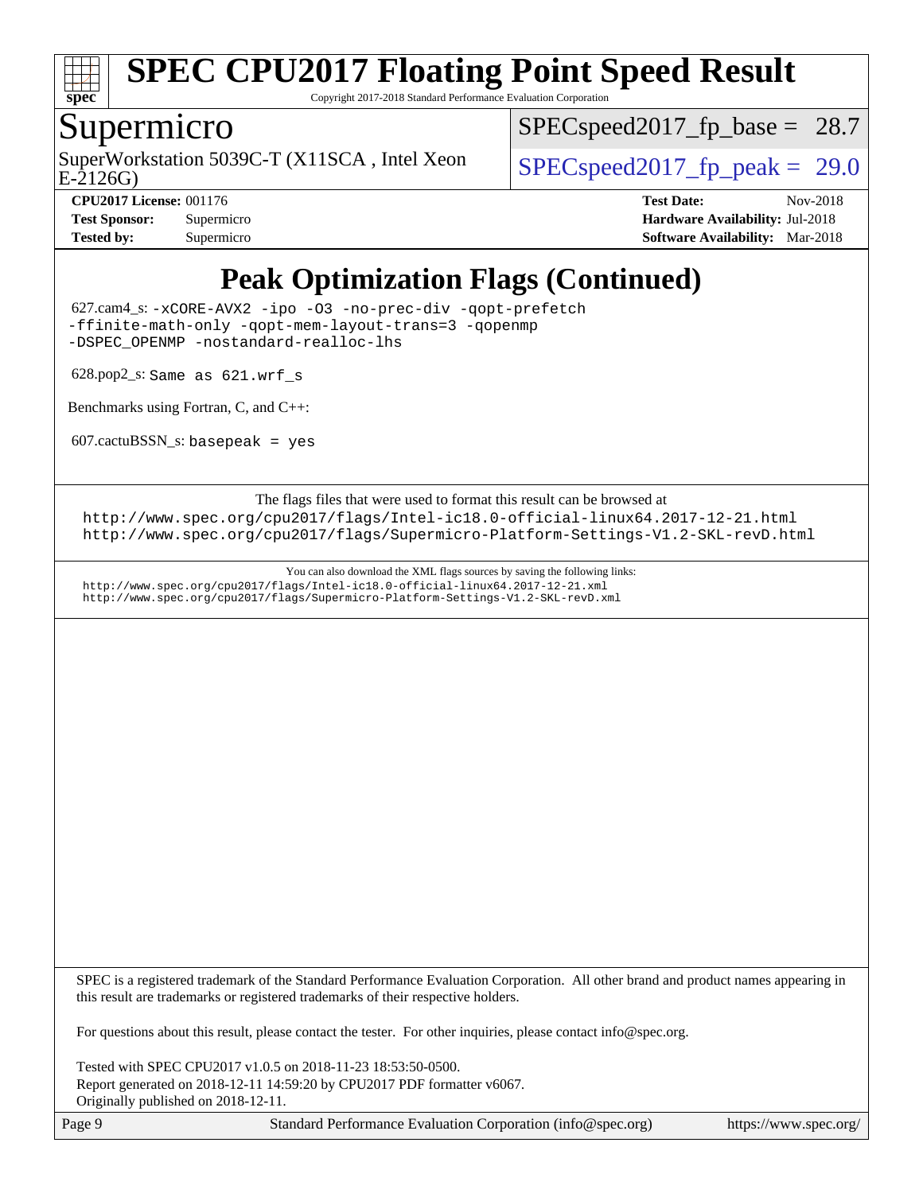# SPEC CPU2017 Floating Point Speed Result

Copyright 2017-2018 Standard Performance Evaluation Corporation

## Supermicro

SuperWorkstation 5039C-T (X11SCA , Intel Xeon E-2126G)

SPECspeed2017_fp_base = 28.7

SPECspeed2017_fp_peak = 29.0

**CPU2017 License:** 001176
**Test Sponsor:** Supermicro
**Tested by:** Supermicro

**Test Date:** Nov-2018
**Hardware Availability:** Jul-2018
**Software Availability:** Mar-2018

# Peak Optimization Flags (Continued)

627.cam4_s: `-xCORE-AVX2 -ipo -O3 -no-prec-div -qopt-prefetch -ffinite-math-only -qopt-mem-layout-trans=3 -qopenmp -DSPEC_OPENMP -nostandard-realloc-lhs`

628.pop2_s: `Same as 621.wrf_s`

Benchmarks using Fortran, C, and C++:

607.cactuBSSN_s: `basepeak = yes`

The flags files that were used to format this result can be browsed at
http://www.spec.org/cpu2017/flags/Intel-ic18.0-official-linux64.2017-12-21.html
http://www.spec.org/cpu2017/flags/Supermicro-Platform-Settings-V1.2-SKL-revD.html

You can also download the XML flags sources by saving the following links:
http://www.spec.org/cpu2017/flags/Intel-ic18.0-official-linux64.2017-12-21.xml
http://www.spec.org/cpu2017/flags/Supermicro-Platform-Settings-V1.2-SKL-revD.xml

SPEC is a registered trademark of the Standard Performance Evaluation Corporation. All other brand and product names appearing in this result are trademarks or registered trademarks of their respective holders.

For questions about this result, please contact the tester. For other inquiries, please contact info@spec.org.

Tested with SPEC CPU2017 v1.0.5 on 2018-11-23 18:53:50-0500.
Report generated on 2018-12-11 14:59:20 by CPU2017 PDF formatter v6067.
Originally published on 2018-12-11.